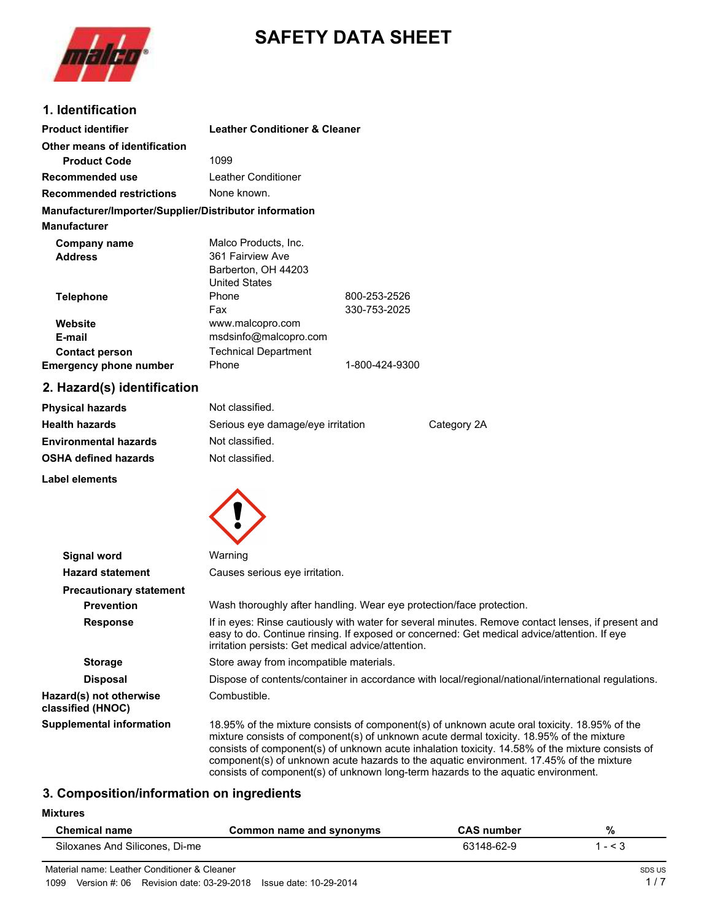# SAFETY DATA SHEET

## 1. Identification

| | | |
|---|---|---|
| **Product identifier** | **Leather Conditioner & Cleaner** | |
| **Other means of identification** | | |
| **Product Code** | 1099 | |
| **Recommended use** | Leather Conditioner | |
| **Recommended restrictions** | None known. | |

**Manufacturer/Importer/Supplier/Distributor information**

**Manufacturer**

| | | |
|---|---|---|
| **Company name** | Malco Products, Inc. | |
| **Address** | 361 Fairview Ave<br>Barberton, OH 44203<br>United States | |
| **Telephone** | Phone | 800-253-2526 |
| | Fax | 330-753-2025 |
| **Website** | www.malcopro.com | |
| **E-mail** | msdsinfo@malcopro.com | |
| **Contact person** | Technical Department | |
| **Emergency phone number** | Phone | 1-800-424-9300 |

## 2. Hazard(s) identification

| | | |
|---|---|---|
| **Physical hazards** | Not classified. | |
| **Health hazards** | Serious eye damage/eye irritation | Category 2A |
| **Environmental hazards** | Not classified. | |
| **OSHA defined hazards** | Not classified. | |

**Label elements**

**Signal word** Warning

**Hazard statement** Causes serious eye irritation.

**Precautionary statement**

**Prevention** Wash thoroughly after handling. Wear eye protection/face protection.

**Response** If in eyes: Rinse cautiously with water for several minutes. Remove contact lenses, if present and easy to do. Continue rinsing. If exposed or concerned: Get medical advice/attention. If eye irritation persists: Get medical advice/attention.

**Storage** Store away from incompatible materials.

**Disposal** Dispose of contents/container in accordance with local/regional/national/international regulations.

**Hazard(s) not otherwise classified (HNOC)** Combustible.

**Supplemental information** 18.95% of the mixture consists of component(s) of unknown acute oral toxicity. 18.95% of the mixture consists of component(s) of unknown acute dermal toxicity. 18.95% of the mixture consists of component(s) of unknown acute inhalation toxicity. 14.58% of the mixture consists of component(s) of unknown acute hazards to the aquatic environment. 17.45% of the mixture consists of component(s) of unknown long-term hazards to the aquatic environment.

## 3. Composition/information on ingredients

**Mixtures**

| Chemical name | Common name and synonyms | CAS number | % |
|---|---|---|---|
| Siloxanes And Silicones, Di-me | | 63148-62-9 | 1 - < 3 |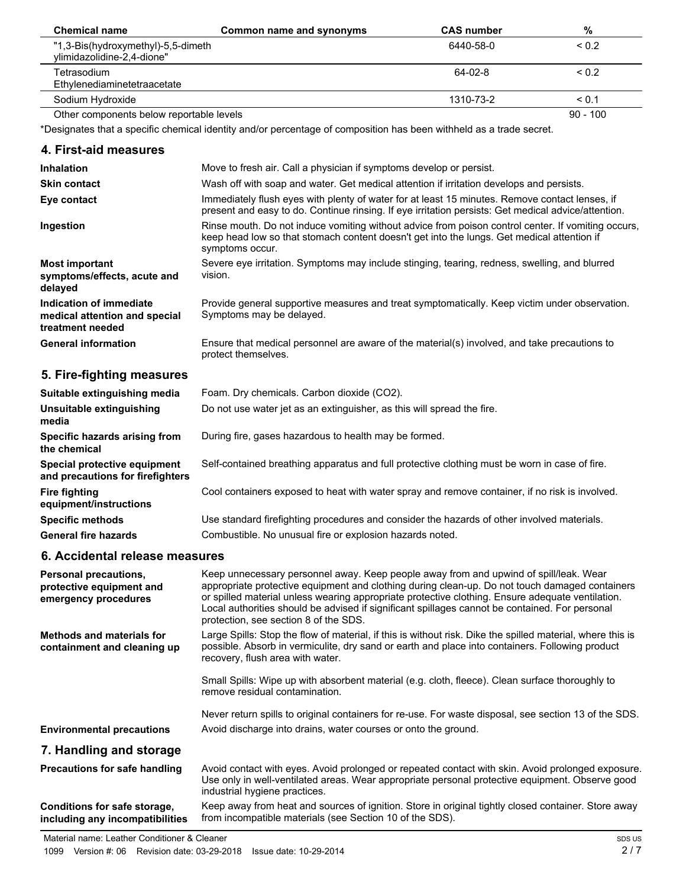| Chemical name | Common name and synonyms | CAS number | % |
| --- | --- | --- | --- |
| "1,3-Bis(hydroxymethyl)-5,5-dimeth ylimidazolidine-2,4-dione" | | 6440-58-0 | < 0.2 |
| Tetrasodium Ethylenediaminetetraacetate | | 64-02-8 | < 0.2 |
| Sodium Hydroxide | | 1310-73-2 | < 0.1 |
| Other components below reportable levels | | | 90 - 100 |

*Designates that a specific chemical identity and/or percentage of composition has been withheld as a trade secret.

## 4. First-aid measures

| | |
| --- | --- |
| **Inhalation** | Move to fresh air. Call a physician if symptoms develop or persist. |
| **Skin contact** | Wash off with soap and water. Get medical attention if irritation develops and persists. |
| **Eye contact** | Immediately flush eyes with plenty of water for at least 15 minutes. Remove contact lenses, if present and easy to do. Continue rinsing. If eye irritation persists: Get medical advice/attention. |
| **Ingestion** | Rinse mouth. Do not induce vomiting without advice from poison control center. If vomiting occurs, keep head low so that stomach content doesn't get into the lungs. Get medical attention if symptoms occur. |
| **Most important symptoms/effects, acute and delayed** | Severe eye irritation. Symptoms may include stinging, tearing, redness, swelling, and blurred vision. |
| **Indication of immediate medical attention and special treatment needed** | Provide general supportive measures and treat symptomatically. Keep victim under observation. Symptoms may be delayed. |
| **General information** | Ensure that medical personnel are aware of the material(s) involved, and take precautions to protect themselves. |

## 5. Fire-fighting measures

| | |
| --- | --- |
| **Suitable extinguishing media** | Foam. Dry chemicals. Carbon dioxide ($CO_2$). |
| **Unsuitable extinguishing media** | Do not use water jet as an extinguisher, as this will spread the fire. |
| **Specific hazards arising from the chemical** | During fire, gases hazardous to health may be formed. |
| **Special protective equipment and precautions for firefighters** | Self-contained breathing apparatus and full protective clothing must be worn in case of fire. |
| **Fire fighting equipment/instructions** | Cool containers exposed to heat with water spray and remove container, if no risk is involved. |
| **Specific methods** | Use standard firefighting procedures and consider the hazards of other involved materials. |
| **General fire hazards** | Combustible. No unusual fire or explosion hazards noted. |

## 6. Accidental release measures

| | |
| --- | --- |
| **Personal precautions, protective equipment and emergency procedures** | Keep unnecessary personnel away. Keep people away from and upwind of spill/leak. Wear appropriate protective equipment and clothing during clean-up. Do not touch damaged containers or spilled material unless wearing appropriate protective clothing. Ensure adequate ventilation. Local authorities should be advised if significant spillages cannot be contained. For personal protection, see section 8 of the SDS. |
| **Methods and materials for containment and cleaning up** | Large Spills: Stop the flow of material, if this is without risk. Dike the spilled material, where this is possible. Absorb in vermiculite, dry sand or earth and place into containers. Following product recovery, flush area with water.<br><br>Small Spills: Wipe up with absorbent material (e.g. cloth, fleece). Clean surface thoroughly to remove residual contamination.<br><br>Never return spills to original containers for re-use. For waste disposal, see section 13 of the SDS. |
| **Environmental precautions** | Avoid discharge into drains, water courses or onto the ground. |

## 7. Handling and storage

| | |
| --- | --- |
| **Precautions for safe handling** | Avoid contact with eyes. Avoid prolonged or repeated contact with skin. Avoid prolonged exposure. Use only in well-ventilated areas. Wear appropriate personal protective equipment. Observe good industrial hygiene practices. |
| **Conditions for safe storage, including any incompatibilities** | Keep away from heat and sources of ignition. Store in original tightly closed container. Store away from incompatible materials (see Section 10 of the SDS). |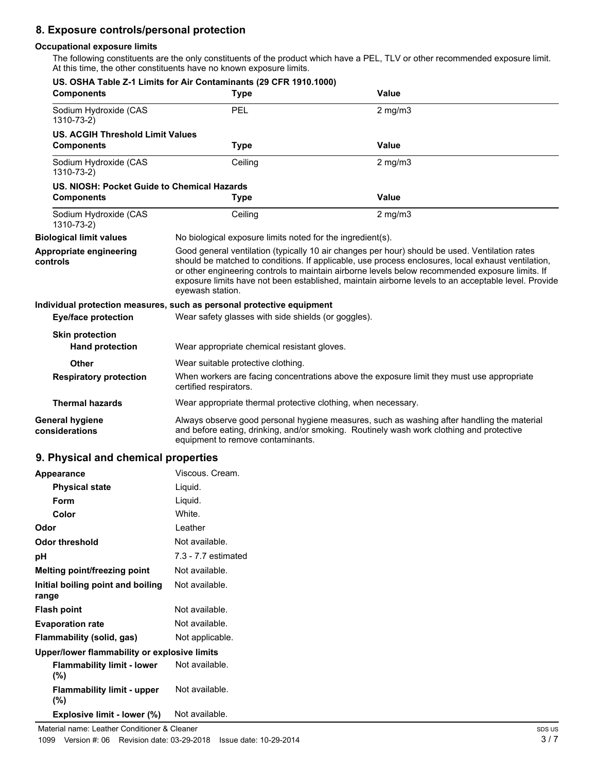## 8. Exposure controls/personal protection

### Occupational exposure limits

The following constituents are the only constituents of the product which have a PEL, TLV or other recommended exposure limit. At this time, the other constituents have no known exposure limits.

**US. OSHA Table Z-1 Limits for Air Contaminants (29 CFR 1910.1000)**

| Components | Type | Value |
|---|---|---|
| Sodium Hydroxide (CAS 1310-73-2) | PEL | 2 mg/m3 |

**US. ACGIH Threshold Limit Values**

| Components | Type | Value |
|---|---|---|
| Sodium Hydroxide (CAS 1310-73-2) | Ceiling | 2 mg/m3 |

**US. NIOSH: Pocket Guide to Chemical Hazards**

| Components | Type | Value |
|---|---|---|
| Sodium Hydroxide (CAS 1310-73-2) | Ceiling | 2 mg/m3 |

**Biological limit values**
No biological exposure limits noted for the ingredient(s).

**Appropriate engineering controls**
Good general ventilation (typically 10 air changes per hour) should be used. Ventilation rates should be matched to conditions. If applicable, use process enclosures, local exhaust ventilation, or other engineering controls to maintain airborne levels below recommended exposure limits. If exposure limits have not been established, maintain airborne levels to an acceptable level. Provide eyewash station.

### Individual protection measures, such as personal protective equipment

**Eye/face protection**
Wear safety glasses with side shields (or goggles).

**Skin protection**

**Hand protection**
Wear appropriate chemical resistant gloves.

**Other**
Wear suitable protective clothing.

**Respiratory protection**
When workers are facing concentrations above the exposure limit they must use appropriate certified respirators.

**Thermal hazards**
Wear appropriate thermal protective clothing, when necessary.

**General hygiene considerations**
Always observe good personal hygiene measures, such as washing after handling the material and before eating, drinking, and/or smoking. Routinely wash work clothing and protective equipment to remove contaminants.

## 9. Physical and chemical properties

| Property | Value |
|---|---|
| **Appearance** | Viscous. Cream. |
| **Physical state** | Liquid. |
| **Form** | Liquid. |
| **Color** | White. |
| **Odor** | Leather |
| **Odor threshold** | Not available. |
| **pH** | 7.3 - 7.7 estimated |
| **Melting point/freezing point** | Not available. |
| **Initial boiling point and boiling range** | Not available. |
| **Flash point** | Not available. |
| **Evaporation rate** | Not available. |
| **Flammability (solid, gas)** | Not applicable. |
| **Upper/lower flammability or explosive limits** | |
| **Flammability limit - lower (%)** | Not available. |
| **Flammability limit - upper (%)** | Not available. |
| **Explosive limit - lower (%)** | Not available. |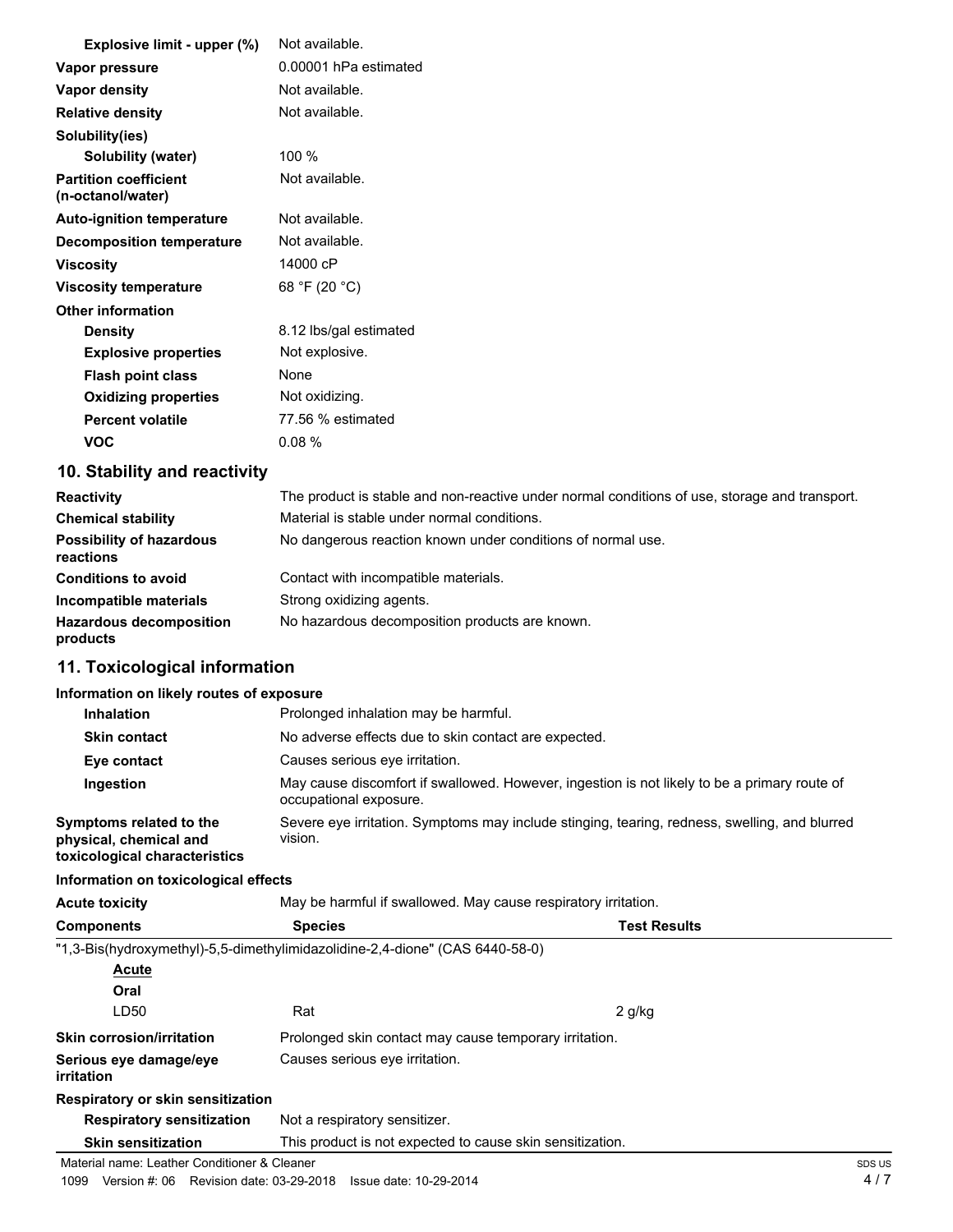| | |
|---|---|
| **Explosive limit - upper (%)** | Not available. |
| **Vapor pressure** | 0.00001 hPa estimated |
| **Vapor density** | Not available. |
| **Relative density** | Not available. |
| **Solubility(ies)** | |
| **Solubility (water)** | 100 % |
| **Partition coefficient (n-octanol/water)** | Not available. |
| **Auto-ignition temperature** | Not available. |
| **Decomposition temperature** | Not available. |
| **Viscosity** | 14000 cP |
| **Viscosity temperature** | 68 °F (20 °C) |
| **Other information** | |
| **Density** | 8.12 lbs/gal estimated |
| **Explosive properties** | Not explosive. |
| **Flash point class** | None |
| **Oxidizing properties** | Not oxidizing. |
| **Percent volatile** | 77.56 % estimated |
| **VOC** | 0.08 % |

## 10. Stability and reactivity

| | |
|---|---|
| **Reactivity** | The product is stable and non-reactive under normal conditions of use, storage and transport. |
| **Chemical stability** | Material is stable under normal conditions. |
| **Possibility of hazardous reactions** | No dangerous reaction known under conditions of normal use. |
| **Conditions to avoid** | Contact with incompatible materials. |
| **Incompatible materials** | Strong oxidizing agents. |
| **Hazardous decomposition products** | No hazardous decomposition products are known. |

## 11. Toxicological information

**Information on likely routes of exposure**

| | |
|---|---|
| **Inhalation** | Prolonged inhalation may be harmful. |
| **Skin contact** | No adverse effects due to skin contact are expected. |
| **Eye contact** | Causes serious eye irritation. |
| **Ingestion** | May cause discomfort if swallowed. However, ingestion is not likely to be a primary route of occupational exposure. |
| **Symptoms related to the physical, chemical and toxicological characteristics** | Severe eye irritation. Symptoms may include stinging, tearing, redness, swelling, and blurred vision. |

**Information on toxicological effects**

**Acute toxicity** May be harmful if swallowed. May cause respiratory irritation.

| Components | Species | Test Results |
|---|---|---|
| "1,3-Bis(hydroxymethyl)-5,5-dimethylimidazolidine-2,4-dione" (CAS 6440-58-0) | | |
| <u>**Acute**</u> | | |
| **Oral** | | |
| LD50 | Rat | 2 g/kg |

| | |
|---|---|
| **Skin corrosion/irritation** | Prolonged skin contact may cause temporary irritation. |
| **Serious eye damage/eye irritation** | Causes serious eye irritation. |
| **Respiratory or skin sensitization** | |
| **Respiratory sensitization** | Not a respiratory sensitizer. |
| **Skin sensitization** | This product is not expected to cause skin sensitization. |

Material name: Leather Conditioner & Cleaner

1099 Version #: 06 Revision date: 03-29-2018 Issue date: 10-29-2014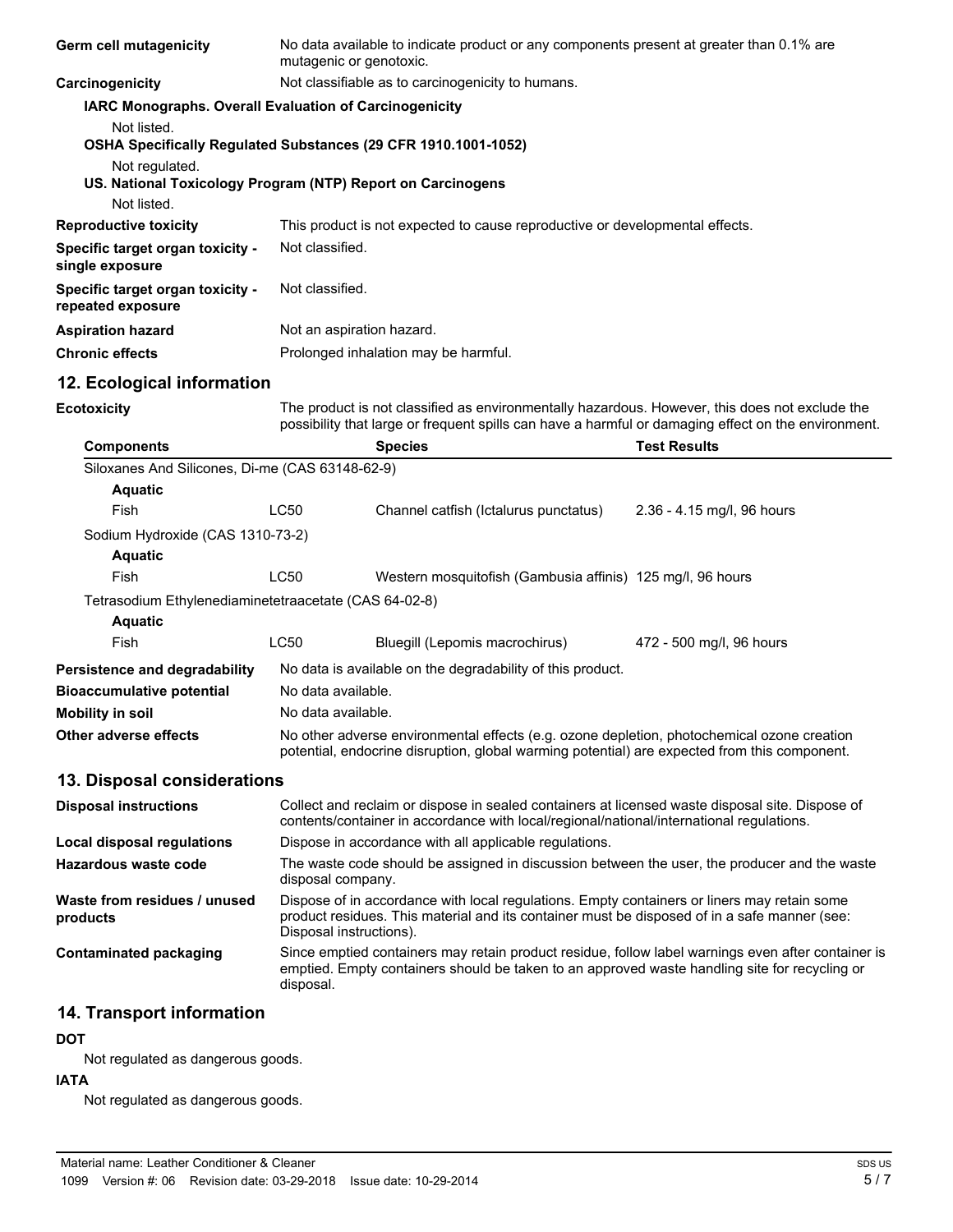**Germ cell mutagenicity** No data available to indicate product or any components present at greater than 0.1% are mutagenic or genotoxic.

**Carcinogenicity** Not classifiable as to carcinogenicity to humans.

**IARC Monographs. Overall Evaluation of Carcinogenicity**

Not listed.

**OSHA Specifically Regulated Substances (29 CFR 1910.1001-1052)**

Not regulated.

**US. National Toxicology Program (NTP) Report on Carcinogens**

Not listed.

**Reproductive toxicity** This product is not expected to cause reproductive or developmental effects.

**Specific target organ toxicity - single exposure** Not classified.

**Specific target organ toxicity - repeated exposure** Not classified.

**Aspiration hazard** Not an aspiration hazard.

**Chronic effects** Prolonged inhalation may be harmful.

## 12. Ecological information

**Ecotoxicity** The product is not classified as environmentally hazardous. However, this does not exclude the possibility that large or frequent spills can have a harmful or damaging effect on the environment.

| Components | | Species | Test Results |
|---|---|---|---|
| Siloxanes And Silicones, Di-me (CAS 63148-62-9) | | | |
| **Aquatic** | | | |
| Fish | LC50 | Channel catfish (Ictalurus punctatus) | 2.36 - 4.15 mg/l, 96 hours |
| Sodium Hydroxide (CAS 1310-73-2) | | | |
| **Aquatic** | | | |
| Fish | LC50 | Western mosquitofish (Gambusia affinis) | 125 mg/l, 96 hours |
| Tetrasodium Ethylenediaminetetraacetate (CAS 64-02-8) | | | |
| **Aquatic** | | | |
| Fish | LC50 | Bluegill (Lepomis macrochirus) | 472 - 500 mg/l, 96 hours |

**Persistence and degradability** No data is available on the degradability of this product.

**Bioaccumulative potential** No data available.

**Mobility in soil** No data available.

**Other adverse effects** No other adverse environmental effects (e.g. ozone depletion, photochemical ozone creation potential, endocrine disruption, global warming potential) are expected from this component.

## 13. Disposal considerations

**Disposal instructions** Collect and reclaim or dispose in sealed containers at licensed waste disposal site. Dispose of contents/container in accordance with local/regional/national/international regulations.

**Local disposal regulations** Dispose in accordance with all applicable regulations.

**Hazardous waste code** The waste code should be assigned in discussion between the user, the producer and the waste disposal company.

**Waste from residues / unused products** Dispose of in accordance with local regulations. Empty containers or liners may retain some product residues. This material and its container must be disposed of in a safe manner (see: Disposal instructions).

**Contaminated packaging** Since emptied containers may retain product residue, follow label warnings even after container is emptied. Empty containers should be taken to an approved waste handling site for recycling or disposal.

## 14. Transport information

**DOT**

Not regulated as dangerous goods.

**IATA**

Not regulated as dangerous goods.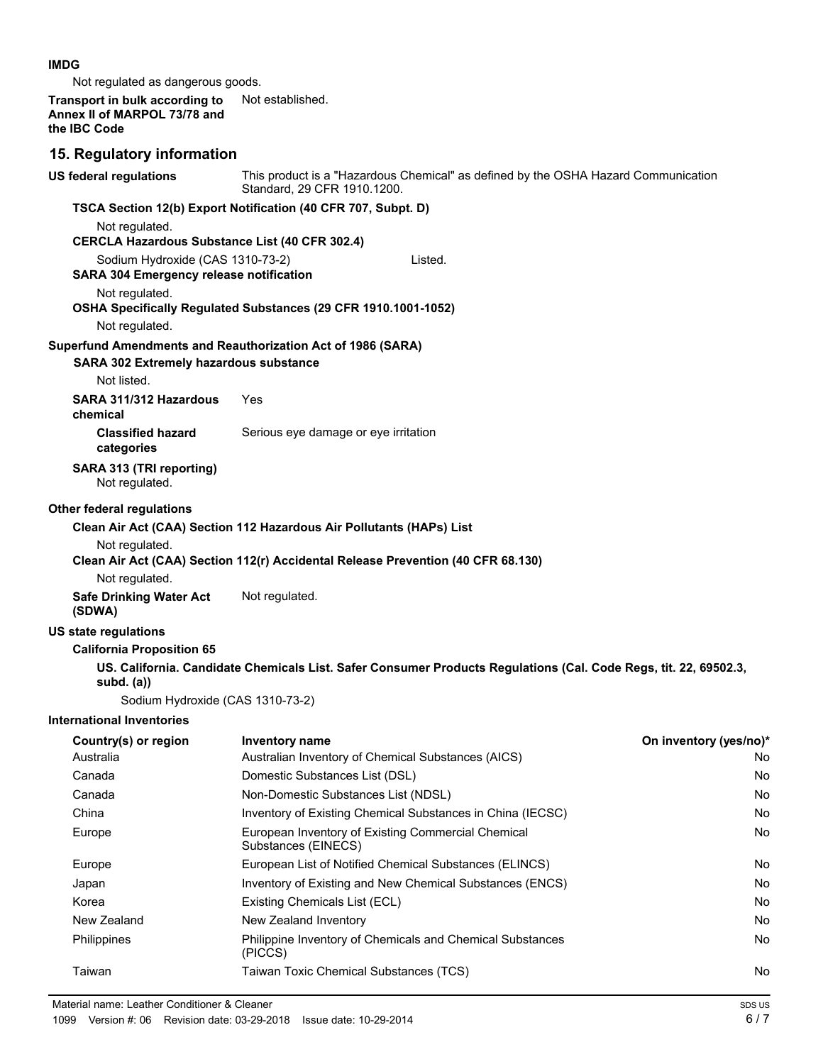**IMDG**

Not regulated as dangerous goods.

**Transport in bulk according to Annex II of MARPOL 73/78 and the IBC Code** Not established.

## 15. Regulatory information

**US federal regulations** This product is a "Hazardous Chemical" as defined by the OSHA Hazard Communication Standard, 29 CFR 1910.1200.

**TSCA Section 12(b) Export Notification (40 CFR 707, Subpt. D)**

Not regulated.

**CERCLA Hazardous Substance List (40 CFR 302.4)**

Sodium Hydroxide (CAS 1310-73-2) Listed.

**SARA 304 Emergency release notification**

Not regulated.

**OSHA Specifically Regulated Substances (29 CFR 1910.1001-1052)**

Not regulated.

**Superfund Amendments and Reauthorization Act of 1986 (SARA)**

**SARA 302 Extremely hazardous substance**

Not listed.

**SARA 311/312 Hazardous chemical** Yes

**Classified hazard categories** Serious eye damage or eye irritation

**SARA 313 (TRI reporting)**

Not regulated.

**Other federal regulations**

**Clean Air Act (CAA) Section 112 Hazardous Air Pollutants (HAPs) List**

Not regulated.

**Clean Air Act (CAA) Section 112(r) Accidental Release Prevention (40 CFR 68.130)**

Not regulated.

**Safe Drinking Water Act (SDWA)** Not regulated.

**US state regulations**

**California Proposition 65**

**US. California. Candidate Chemicals List. Safer Consumer Products Regulations (Cal. Code Regs, tit. 22, 69502.3, subd. (a))**

Sodium Hydroxide (CAS 1310-73-2)

**International Inventories**

| Country(s) or region | Inventory name | On inventory (yes/no)* |
|---|---|---|
| Australia | Australian Inventory of Chemical Substances (AICS) | No |
| Canada | Domestic Substances List (DSL) | No |
| Canada | Non-Domestic Substances List (NDSL) | No |
| China | Inventory of Existing Chemical Substances in China (IECSC) | No |
| Europe | European Inventory of Existing Commercial Chemical Substances (EINECS) | No |
| Europe | European List of Notified Chemical Substances (ELINCS) | No |
| Japan | Inventory of Existing and New Chemical Substances (ENCS) | No |
| Korea | Existing Chemicals List (ECL) | No |
| New Zealand | New Zealand Inventory | No |
| Philippines | Philippine Inventory of Chemicals and Chemical Substances (PICCS) | No |
| Taiwan | Taiwan Toxic Chemical Substances (TCS) | No |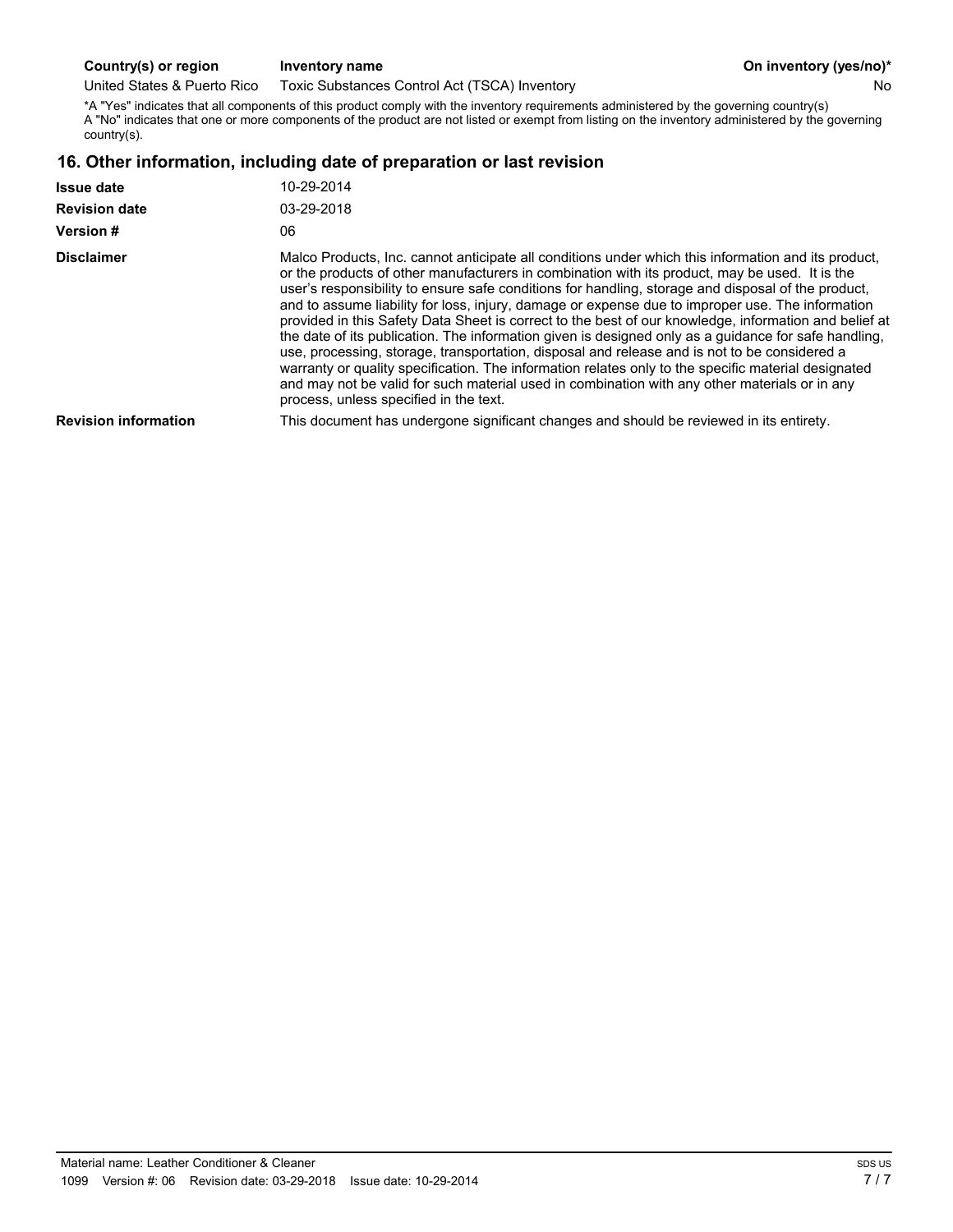| Country(s) or region | Inventory name | On inventory (yes/no)* |
| --- | --- | --- |
| United States & Puerto Rico | Toxic Substances Control Act (TSCA) Inventory | No |

*A "Yes" indicates that all components of this product comply with the inventory requirements administered by the governing country(s)
A "No" indicates that one or more components of the product are not listed or exempt from listing on the inventory administered by the governing country(s).

## 16. Other information, including date of preparation or last revision

**Issue date** 10-29-2014

**Revision date** 03-29-2018

**Version #** 06

**Disclaimer** Malco Products, Inc. cannot anticipate all conditions under which this information and its product, or the products of other manufacturers in combination with its product, may be used. It is the user's responsibility to ensure safe conditions for handling, storage and disposal of the product, and to assume liability for loss, injury, damage or expense due to improper use. The information provided in this Safety Data Sheet is correct to the best of our knowledge, information and belief at the date of its publication. The information given is designed only as a guidance for safe handling, use, processing, storage, transportation, disposal and release and is not to be considered a warranty or quality specification. The information relates only to the specific material designated and may not be valid for such material used in combination with any other materials or in any process, unless specified in the text.

**Revision information** This document has undergone significant changes and should be reviewed in its entirety.